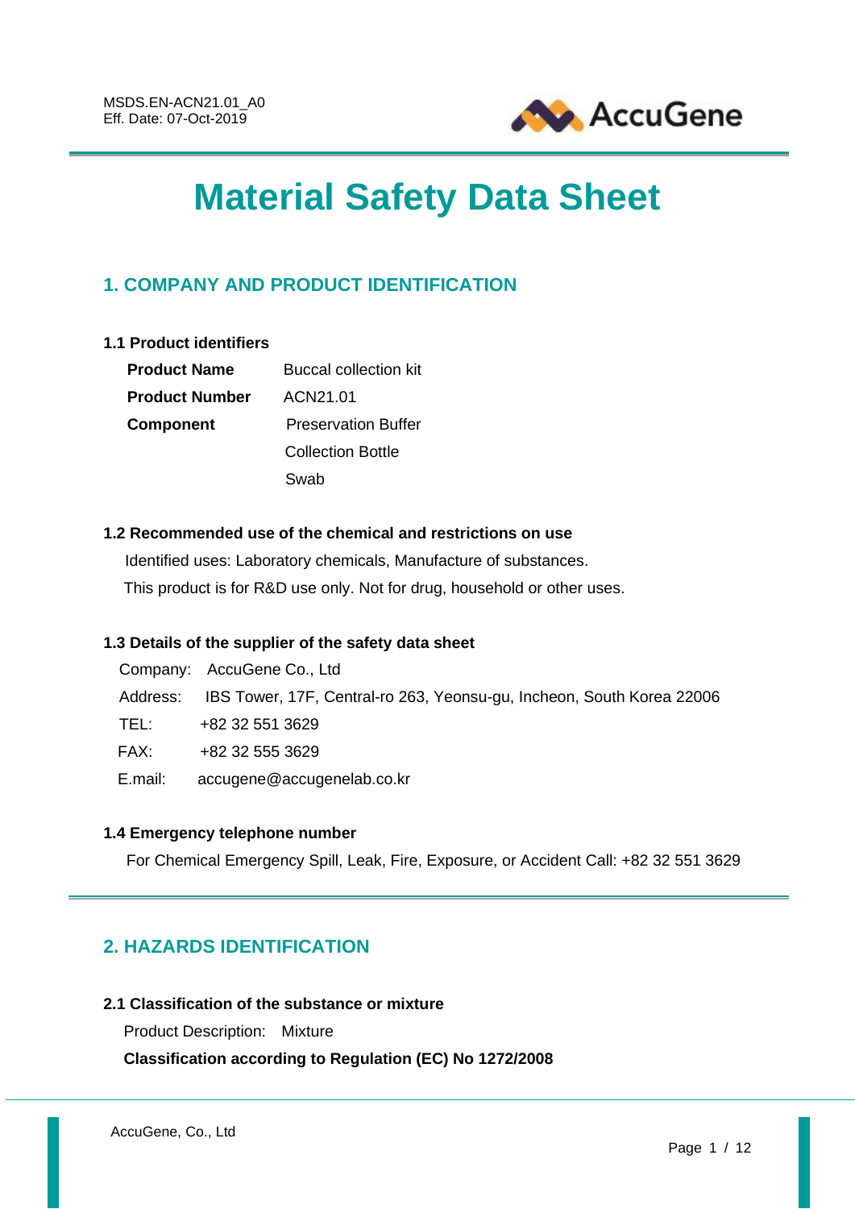MSDS.EN-ACN21.01_A0
Eff. Date: 07-Oct-2019

# Material Safety Data Sheet

## 1. COMPANY AND PRODUCT IDENTIFICATION

### 1.1 Product identifiers

| | |
|---|---|
| **Product Name** | Buccal collection kit |
| **Product Number** | ACN21.01 |
| **Component** | Preservation Buffer |
| | Collection Bottle |
| | Swab |

### 1.2 Recommended use of the chemical and restrictions on use

Identified uses: Laboratory chemicals, Manufacture of substances.

This product is for R&D use only. Not for drug, household or other uses.

### 1.3 Details of the supplier of the safety data sheet

Company: AccuGene Co., Ltd

Address: IBS Tower, 17F, Central-ro 263, Yeonsu-gu, Incheon, South Korea 22006

TEL: +82 32 551 3629

FAX: +82 32 555 3629

E.mail: accugene@accugenelab.co.kr

### 1.4 Emergency telephone number

For Chemical Emergency Spill, Leak, Fire, Exposure, or Accident Call: +82 32 551 3629

## 2. HAZARDS IDENTIFICATION

### 2.1 Classification of the substance or mixture

Product Description: Mixture

**Classification according to Regulation (EC) No 1272/2008**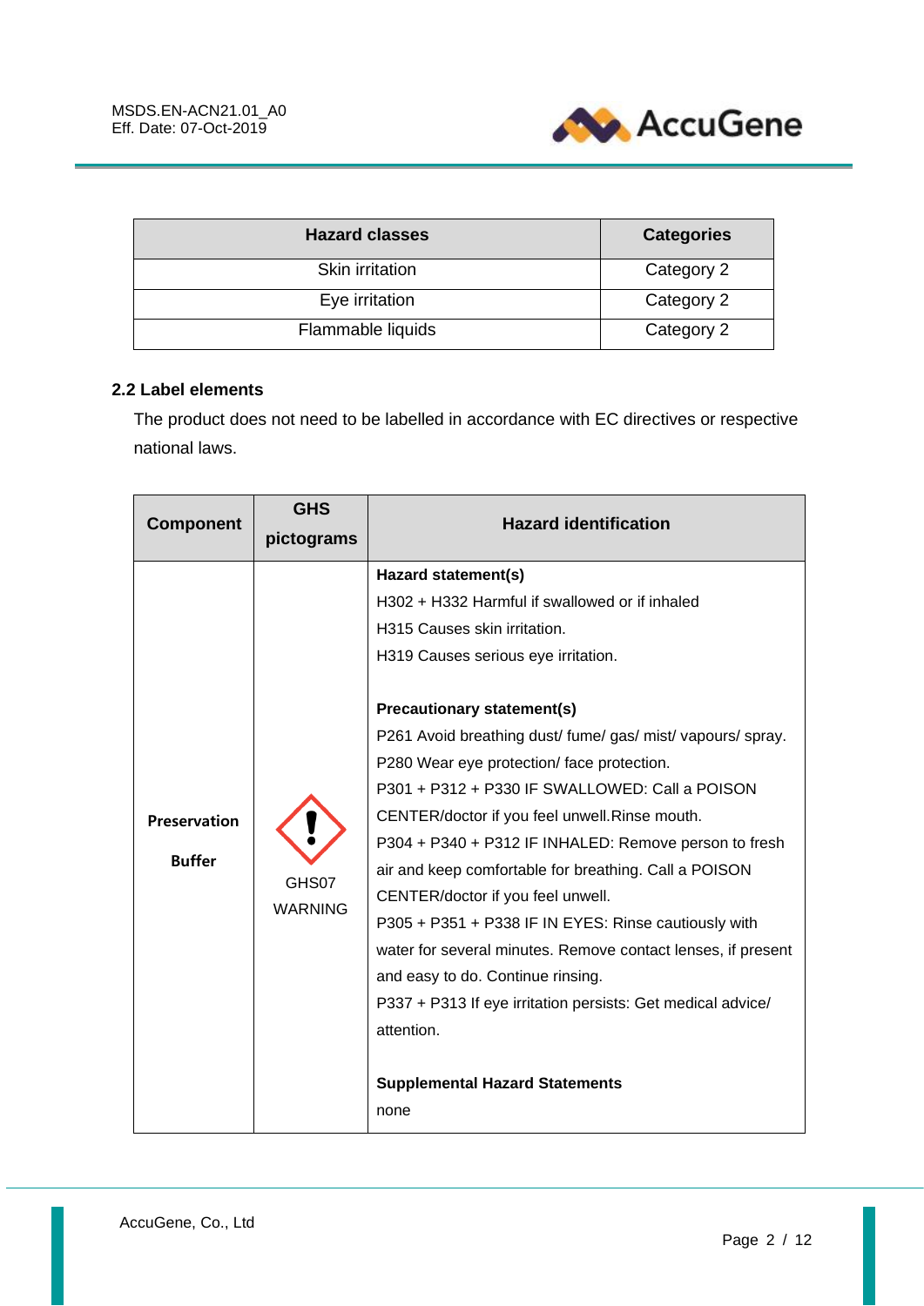| Hazard classes | Categories |
|---|---|
| Skin irritation | Category 2 |
| Eye irritation | Category 2 |
| Flammable liquids | Category 2 |

### 2.2 Label elements

The product does not need to be labelled in accordance with EC directives or respective national laws.

| Component | GHS pictograms | Hazard identification |
|---|---|---|
| **Preservation Buffer** | GHS07 WARNING | **Hazard statement(s)**<br>H302 + H332 Harmful if swallowed or if inhaled<br>H315 Causes skin irritation.<br>H319 Causes serious eye irritation.<br><br>**Precautionary statement(s)**<br>P261 Avoid breathing dust/ fume/ gas/ mist/ vapours/ spray.<br>P280 Wear eye protection/ face protection.<br>P301 + P312 + P330 IF SWALLOWED: Call a POISON CENTER/doctor if you feel unwell.Rinse mouth.<br>P304 + P340 + P312 IF INHALED: Remove person to fresh air and keep comfortable for breathing. Call a POISON CENTER/doctor if you feel unwell.<br>P305 + P351 + P338 IF IN EYES: Rinse cautiously with water for several minutes. Remove contact lenses, if present and easy to do. Continue rinsing.<br>P337 + P313 If eye irritation persists: Get medical advice/ attention.<br><br>**Supplemental Hazard Statements**<br>none |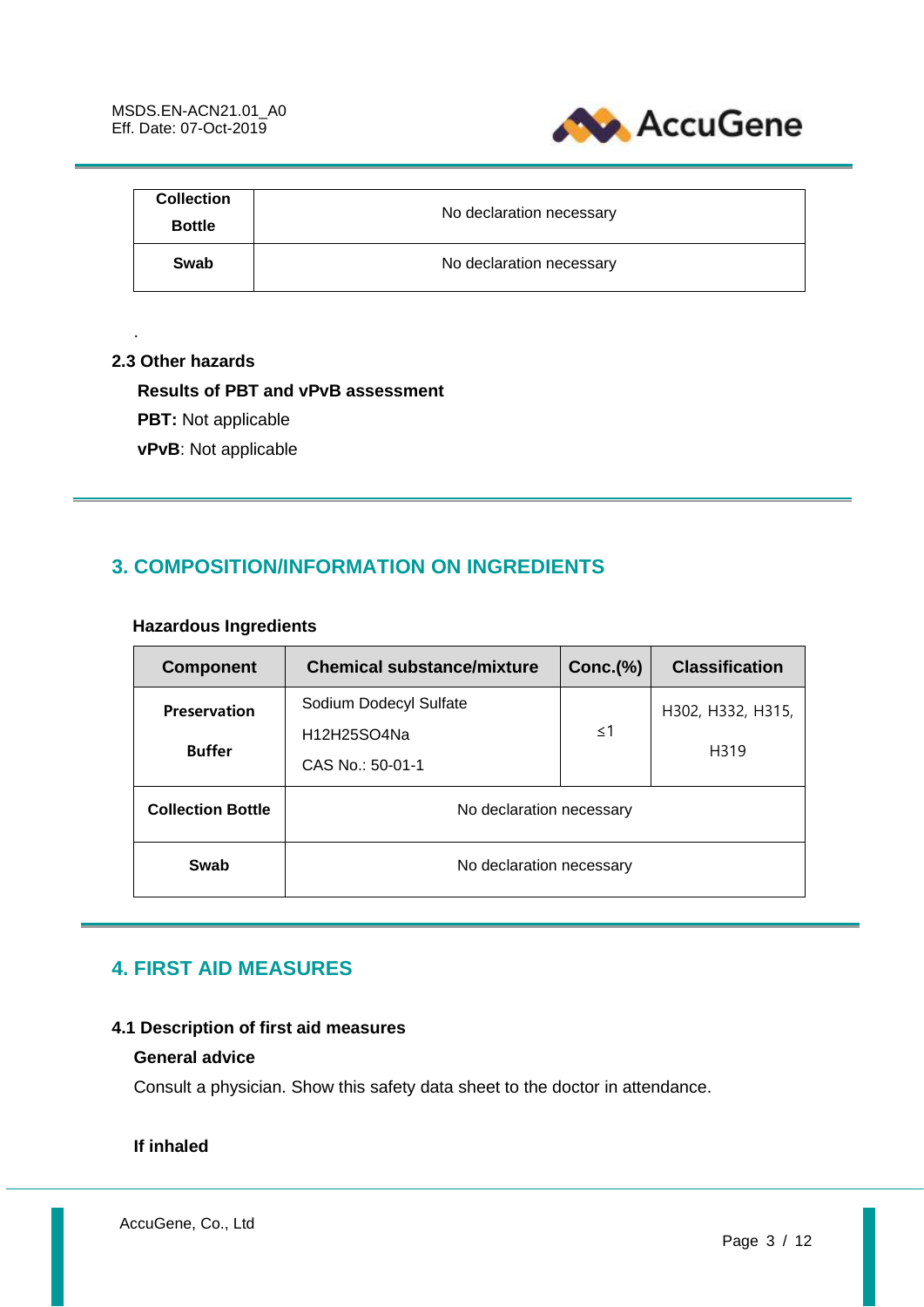| Collection Bottle | No declaration necessary |
|---|---|
| **Swab** | No declaration necessary |

.

**2.3 Other hazards**

**Results of PBT and vPvB assessment**

**PBT:** Not applicable

**vPvB**: Not applicable

## 3. COMPOSITION/INFORMATION ON INGREDIENTS

**Hazardous Ingredients**

| Component | Chemical substance/mixture | Conc.(%) | Classification |
|---|---|---|---|
| **Preservation Buffer** | Sodium Dodecyl Sulfate<br>$H_{12}H_{25}SO_4Na$<br>CAS No.: 50-01-1 | ≤1 | H302, H332, H315, H319 |
| **Collection Bottle** | No declaration necessary | | |
| **Swab** | No declaration necessary | | |

## 4. FIRST AID MEASURES

**4.1 Description of first aid measures**

**General advice**

Consult a physician. Show this safety data sheet to the doctor in attendance.

**If inhaled**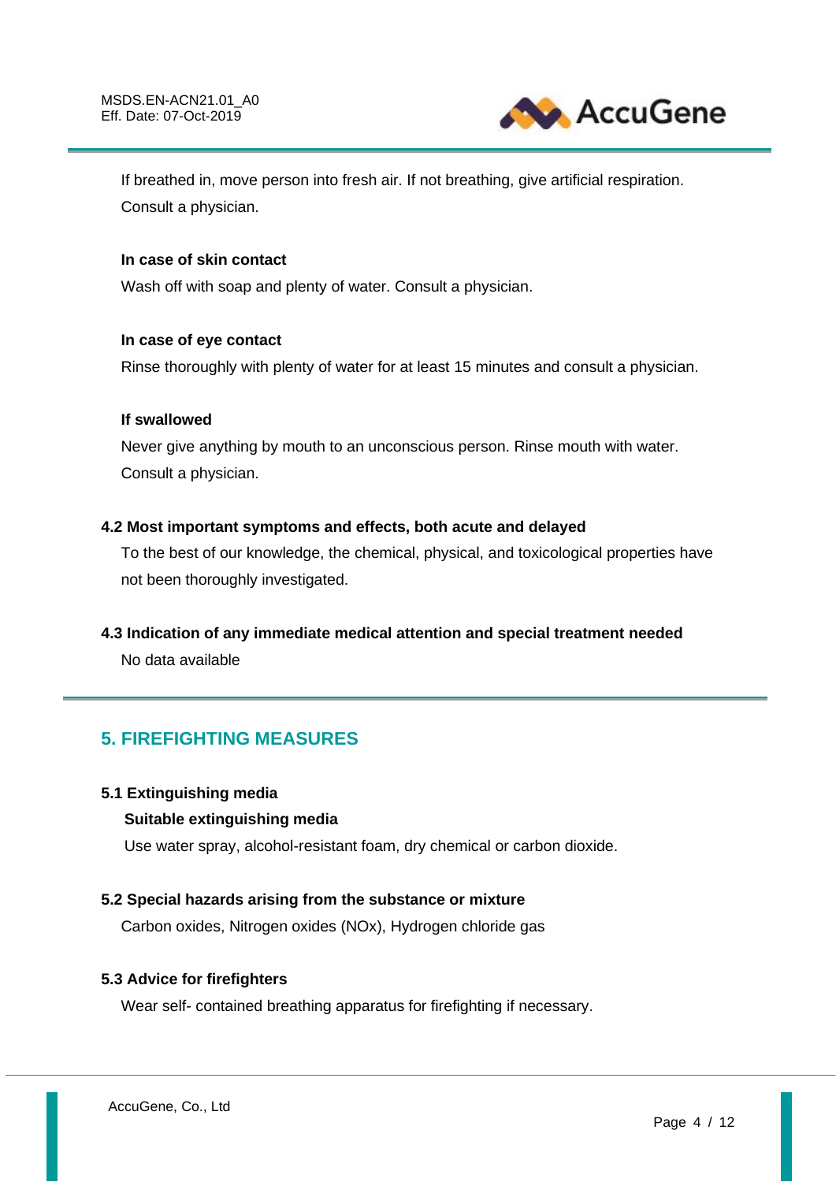If breathed in, move person into fresh air. If not breathing, give artificial respiration. Consult a physician.

**In case of skin contact**

Wash off with soap and plenty of water. Consult a physician.

**In case of eye contact**

Rinse thoroughly with plenty of water for at least 15 minutes and consult a physician.

**If swallowed**

Never give anything by mouth to an unconscious person. Rinse mouth with water. Consult a physician.

### 4.2 Most important symptoms and effects, both acute and delayed

To the best of our knowledge, the chemical, physical, and toxicological properties have not been thoroughly investigated.

### 4.3 Indication of any immediate medical attention and special treatment needed

No data available

## 5. FIREFIGHTING MEASURES

### 5.1 Extinguishing media

**Suitable extinguishing media**

Use water spray, alcohol-resistant foam, dry chemical or carbon dioxide.

### 5.2 Special hazards arising from the substance or mixture

Carbon oxides, Nitrogen oxides (NOx), Hydrogen chloride gas

### 5.3 Advice for firefighters

Wear self- contained breathing apparatus for firefighting if necessary.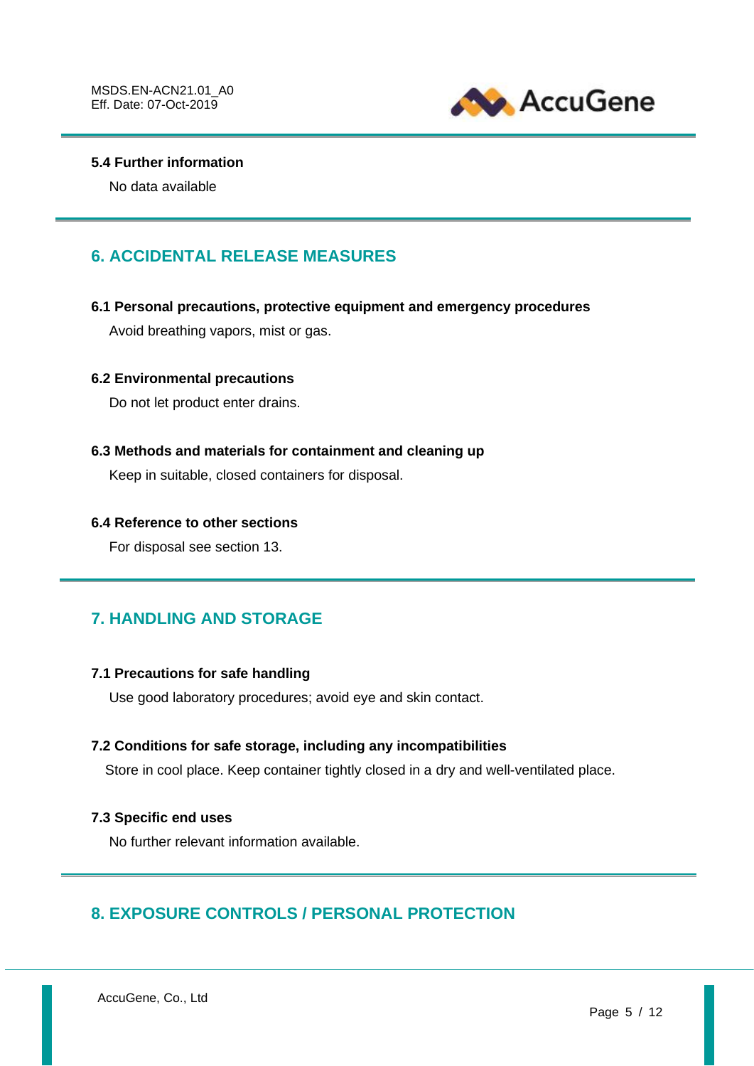### 5.4 Further information

No data available

## 6. ACCIDENTAL RELEASE MEASURES

### 6.1 Personal precautions, protective equipment and emergency procedures

Avoid breathing vapors, mist or gas.

### 6.2 Environmental precautions

Do not let product enter drains.

### 6.3 Methods and materials for containment and cleaning up

Keep in suitable, closed containers for disposal.

### 6.4 Reference to other sections

For disposal see section 13.

## 7. HANDLING AND STORAGE

### 7.1 Precautions for safe handling

Use good laboratory procedures; avoid eye and skin contact.

### 7.2 Conditions for safe storage, including any incompatibilities

Store in cool place. Keep container tightly closed in a dry and well-ventilated place.

### 7.3 Specific end uses

No further relevant information available.

## 8. EXPOSURE CONTROLS / PERSONAL PROTECTION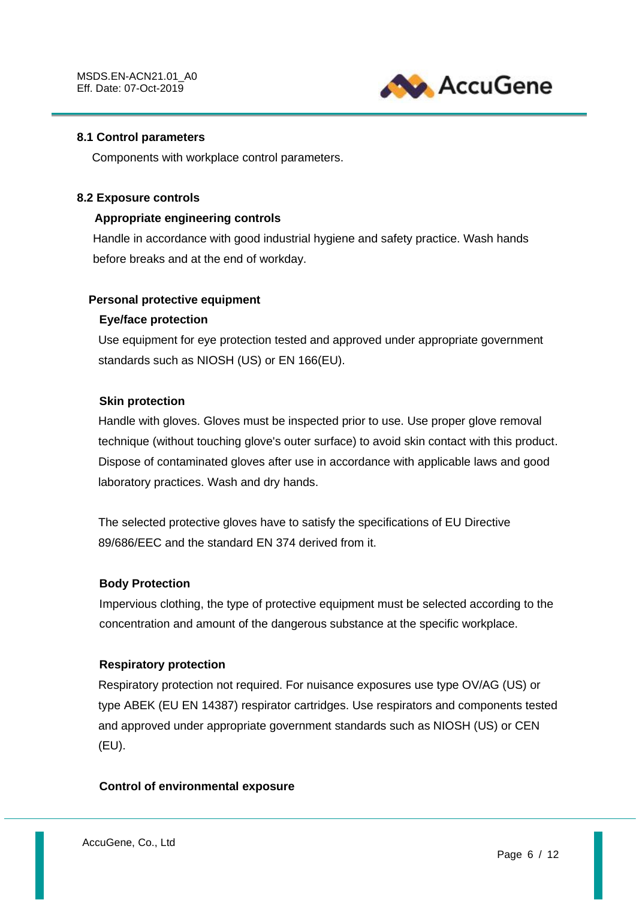## 8.1 Control parameters

Components with workplace control parameters.

## 8.2 Exposure controls

### Appropriate engineering controls

Handle in accordance with good industrial hygiene and safety practice. Wash hands before breaks and at the end of workday.

### Personal protective equipment

**Eye/face protection**

Use equipment for eye protection tested and approved under appropriate government standards such as NIOSH (US) or EN 166(EU).

**Skin protection**

Handle with gloves. Gloves must be inspected prior to use. Use proper glove removal technique (without touching glove's outer surface) to avoid skin contact with this product. Dispose of contaminated gloves after use in accordance with applicable laws and good laboratory practices. Wash and dry hands.

The selected protective gloves have to satisfy the specifications of EU Directive 89/686/EEC and the standard EN 374 derived from it.

**Body Protection**

Impervious clothing, the type of protective equipment must be selected according to the concentration and amount of the dangerous substance at the specific workplace.

**Respiratory protection**

Respiratory protection not required. For nuisance exposures use type OV/AG (US) or type ABEK (EU EN 14387) respirator cartridges. Use respirators and components tested and approved under appropriate government standards such as NIOSH (US) or CEN (EU).

**Control of environmental exposure**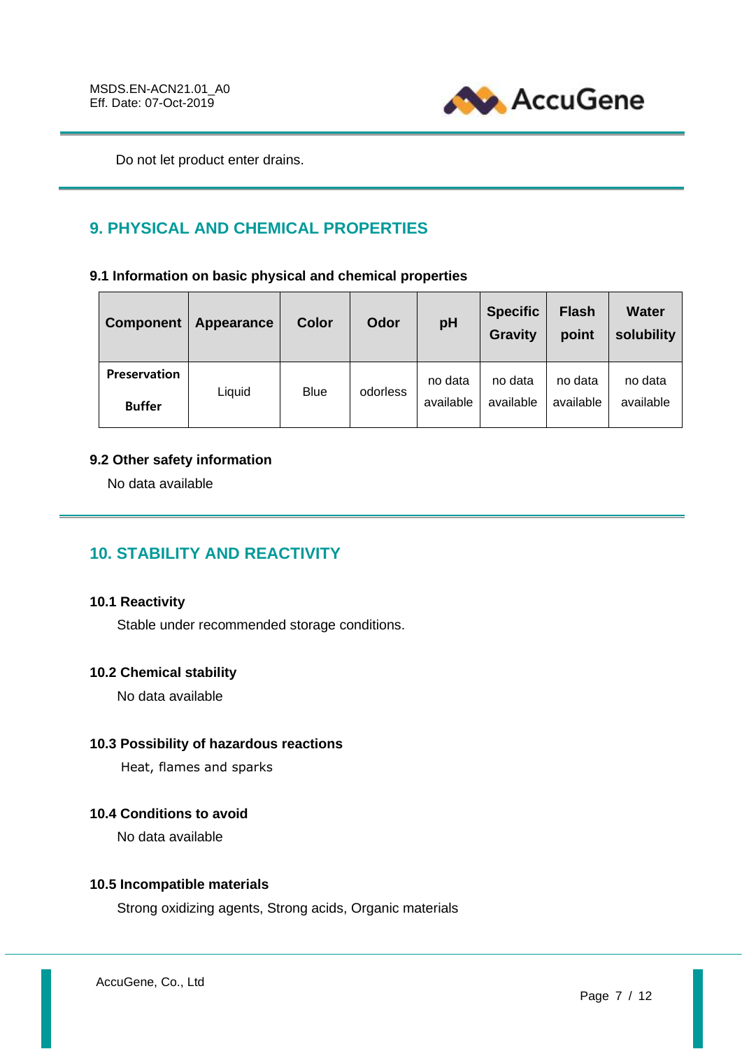Do not let product enter drains.

## 9. PHYSICAL AND CHEMICAL PROPERTIES

### 9.1 Information on basic physical and chemical properties

| Component | Appearance | Color | Odor | pH | Specific Gravity | Flash point | Water solubility |
|---|---|---|---|---|---|---|---|
| **Preservation Buffer** | Liquid | Blue | odorless | no data available | no data available | no data available | no data available |

### 9.2 Other safety information

No data available

## 10. STABILITY AND REACTIVITY

### 10.1 Reactivity

Stable under recommended storage conditions.

### 10.2 Chemical stability

No data available

### 10.3 Possibility of hazardous reactions

Heat, flames and sparks

### 10.4 Conditions to avoid

No data available

### 10.5 Incompatible materials

Strong oxidizing agents, Strong acids, Organic materials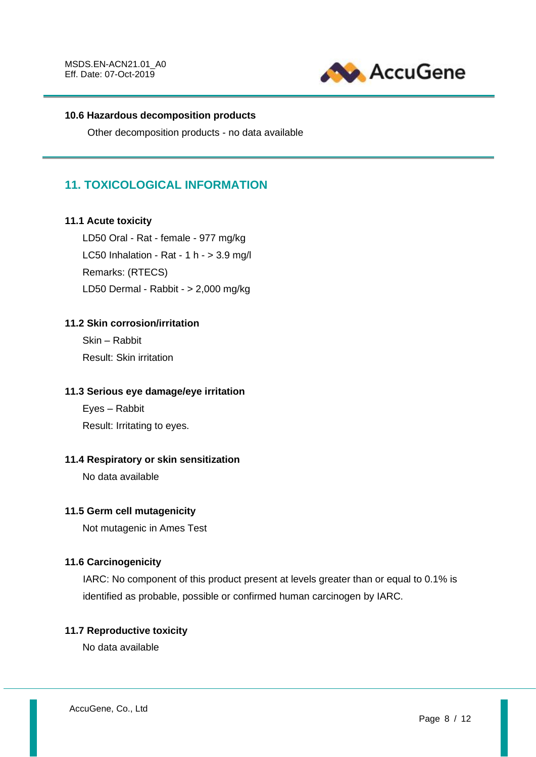### 10.6 Hazardous decomposition products

Other decomposition products - no data available

## 11. TOXICOLOGICAL INFORMATION

### 11.1 Acute toxicity

LD50 Oral - Rat - female - 977 mg/kg

LC50 Inhalation - Rat - 1 h - > 3.9 mg/l

Remarks: (RTECS)

LD50 Dermal - Rabbit - > 2,000 mg/kg

### 11.2 Skin corrosion/irritation

Skin – Rabbit

Result: Skin irritation

### 11.3 Serious eye damage/eye irritation

Eyes – Rabbit

Result: Irritating to eyes.

### 11.4 Respiratory or skin sensitization

No data available

### 11.5 Germ cell mutagenicity

Not mutagenic in Ames Test

### 11.6 Carcinogenicity

IARC: No component of this product present at levels greater than or equal to 0.1% is identified as probable, possible or confirmed human carcinogen by IARC.

### 11.7 Reproductive toxicity

No data available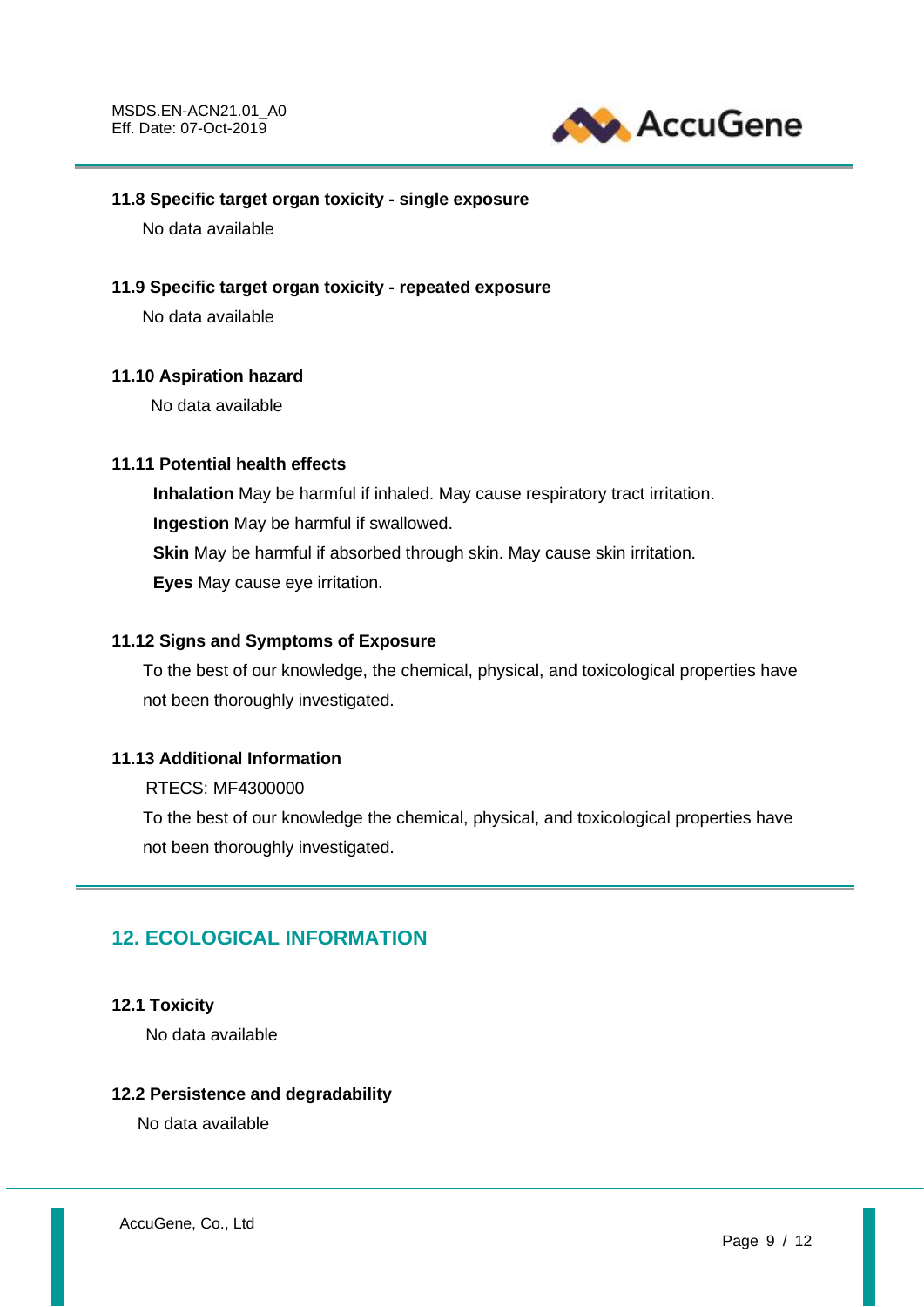### 11.8 Specific target organ toxicity - single exposure

No data available

### 11.9 Specific target organ toxicity - repeated exposure

No data available

### 11.10 Aspiration hazard

No data available

### 11.11 Potential health effects

**Inhalation** May be harmful if inhaled. May cause respiratory tract irritation.

**Ingestion** May be harmful if swallowed.

**Skin** May be harmful if absorbed through skin. May cause skin irritation.

**Eyes** May cause eye irritation.

### 11.12 Signs and Symptoms of Exposure

To the best of our knowledge, the chemical, physical, and toxicological properties have not been thoroughly investigated.

### 11.13 Additional Information

RTECS: MF4300000

To the best of our knowledge the chemical, physical, and toxicological properties have not been thoroughly investigated.

## 12. ECOLOGICAL INFORMATION

### 12.1 Toxicity

No data available

### 12.2 Persistence and degradability

No data available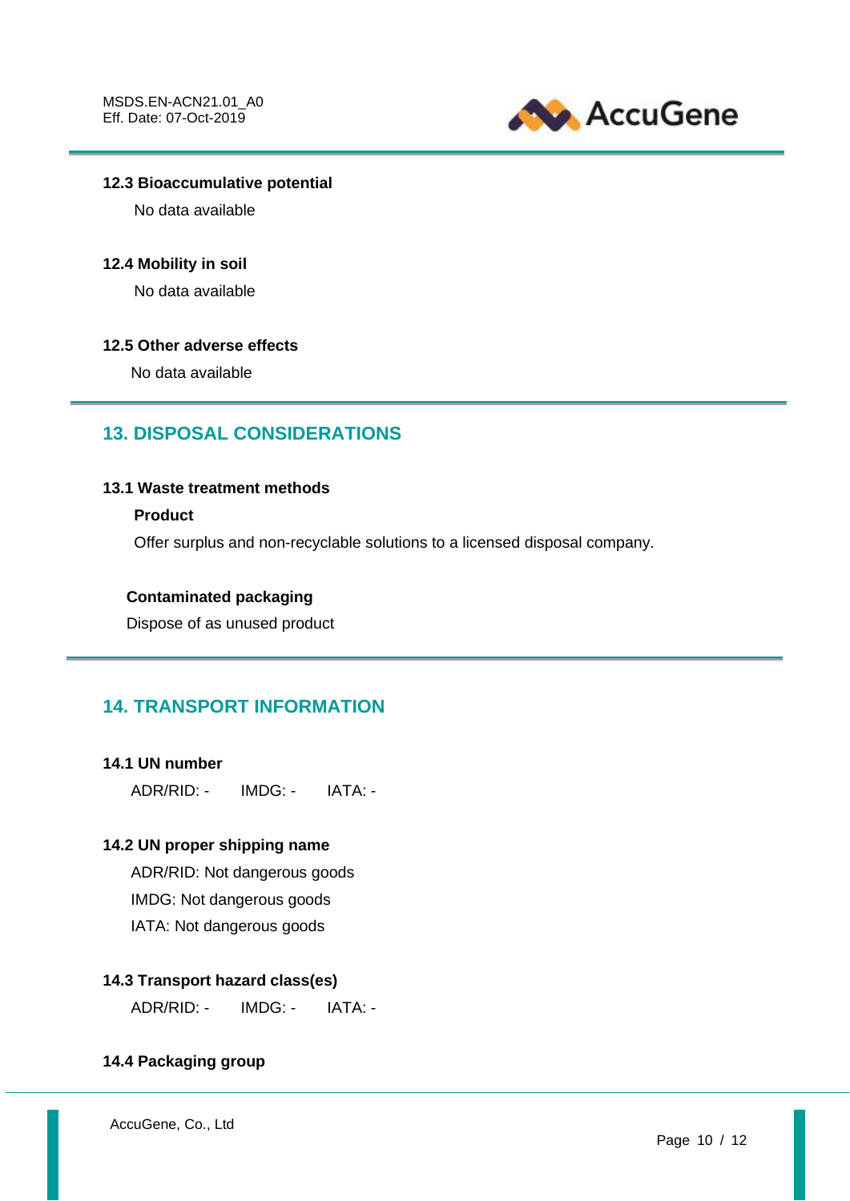### 12.3 Bioaccumulative potential

No data available

### 12.4 Mobility in soil

No data available

### 12.5 Other adverse effects

No data available

## 13. DISPOSAL CONSIDERATIONS

### 13.1 Waste treatment methods

**Product**

Offer surplus and non-recyclable solutions to a licensed disposal company.

**Contaminated packaging**

Dispose of as unused product

## 14. TRANSPORT INFORMATION

### 14.1 UN number

ADR/RID: - IMDG: - IATA: -

### 14.2 UN proper shipping name

ADR/RID: Not dangerous goods

IMDG: Not dangerous goods

IATA: Not dangerous goods

### 14.3 Transport hazard class(es)

ADR/RID: - IMDG: - IATA: -

### 14.4 Packaging group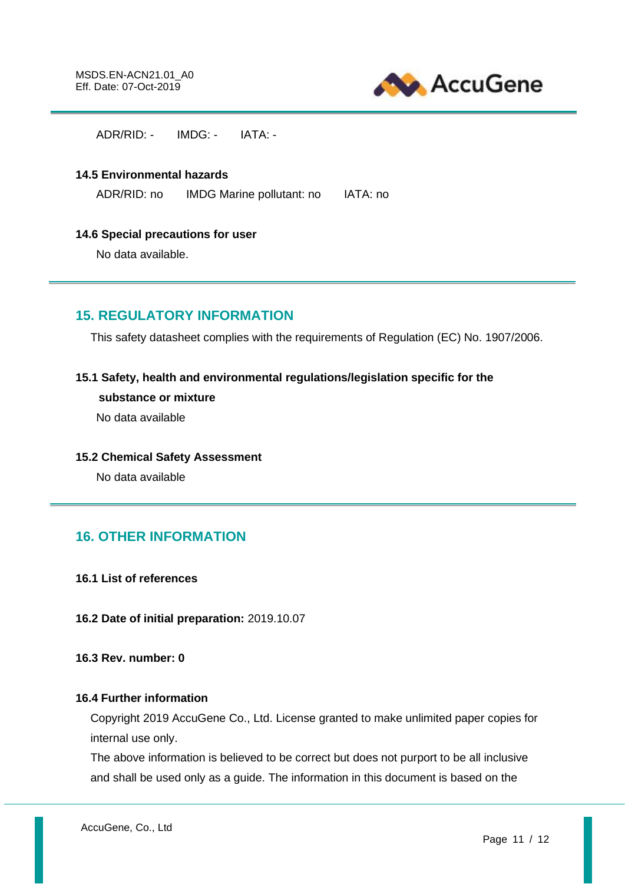ADR/RID: -    IMDG: -    IATA: -

**14.5 Environmental hazards**

ADR/RID: no    IMDG Marine pollutant: no    IATA: no

**14.6 Special precautions for user**

No data available.

## 15. REGULATORY INFORMATION

This safety datasheet complies with the requirements of Regulation (EC) No. 1907/2006.

**15.1 Safety, health and environmental regulations/legislation specific for the substance or mixture**

No data available

**15.2 Chemical Safety Assessment**

No data available

## 16. OTHER INFORMATION

**16.1 List of references**

**16.2 Date of initial preparation:** 2019.10.07

**16.3 Rev. number: 0**

**16.4 Further information**

Copyright 2019 AccuGene Co., Ltd. License granted to make unlimited paper copies for internal use only.

The above information is believed to be correct but does not purport to be all inclusive and shall be used only as a guide. The information in this document is based on the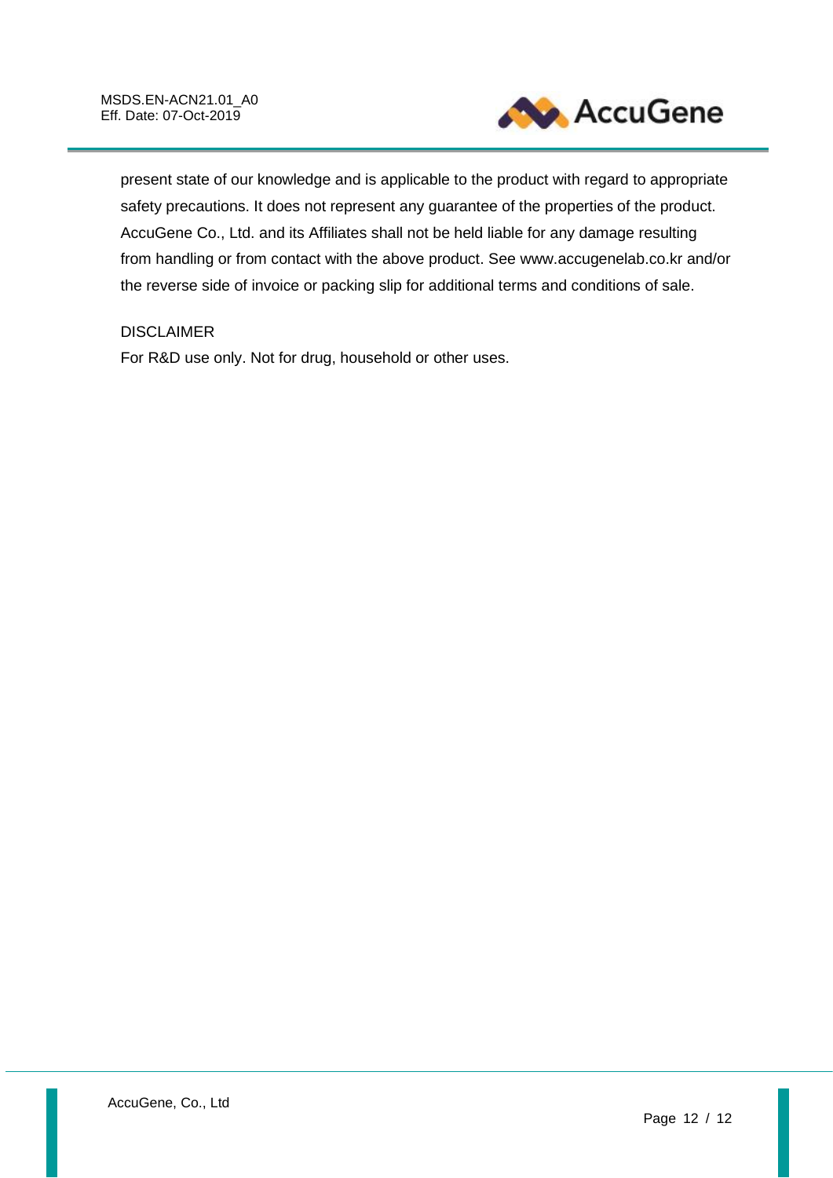present state of our knowledge and is applicable to the product with regard to appropriate safety precautions. It does not represent any guarantee of the properties of the product. AccuGene Co., Ltd. and its Affiliates shall not be held liable for any damage resulting from handling or from contact with the above product. See www.accugenelab.co.kr and/or the reverse side of invoice or packing slip for additional terms and conditions of sale.

DISCLAIMER

For R&D use only. Not for drug, household or other uses.